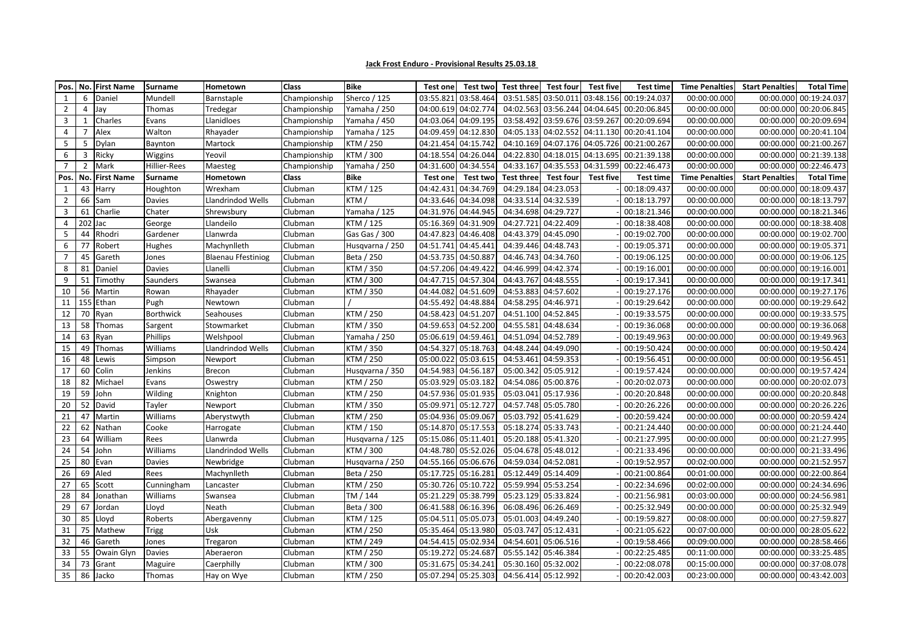**Jack Frost Enduro - Provisional Results 25.03.18**

| Pos. | No. | First Name | Surname | Hometown | Class | Bike | Test one | Test two | Test three | Test four | Test five | Test time | Time Penalties | Start Penalties | Total Time |
|---|---|---|---|---|---|---|---|---|---|---|---|---|---|---|---|
| 1 | 6 | Daniel | Mundell | Barnstaple | Championship | Sherco / 125 | 03:55.821 | 03:58.464 | 03:51.585 | 03:50.011 | 03:48.156 | 00:19:24.037 | 00:00:00.000 | 00:00.000 | 00:19:24.037 |
| 2 | 4 | Jay | Thomas | Tredegar | Championship | Yamaha / 250 | 04:00.619 | 04:02.774 | 04:02.563 | 03:56.244 | 04:04.645 | 00:20:06.845 | 00:00:00.000 | 00:00.000 | 00:20:06.845 |
| 3 | 1 | Charles | Evans | Llanidloes | Championship | Yamaha / 450 | 04:03.064 | 04:09.195 | 03:58.492 | 03:59.676 | 03:59.267 | 00:20:09.694 | 00:00:00.000 | 00:00.000 | 00:20:09.694 |
| 4 | 7 | Alex | Walton | Rhayader | Championship | Yamaha / 125 | 04:09.459 | 04:12.830 | 04:05.133 | 04:02.552 | 04:11.130 | 00:20:41.104 | 00:00:00.000 | 00:00.000 | 00:20:41.104 |
| 5 | 5 | Dylan | Baynton | Martock | Championship | KTM / 250 | 04:21.454 | 04:15.742 | 04:10.169 | 04:07.176 | 04:05.726 | 00:21:00.267 | 00:00:00.000 | 00:00.000 | 00:21:00.267 |
| 6 | 3 | Ricky | Wiggins | Yeovil | Championship | KTM / 300 | 04:18.554 | 04:26.044 | 04:22.830 | 04:18.015 | 04:13.695 | 00:21:39.138 | 00:00:00.000 | 00:00.000 | 00:21:39.138 |
| 7 | 2 | Mark | Hillier-Rees | Maesteg | Championship | Yamaha / 250 | 04:31.600 | 04:34.554 | 04:33.167 | 04:35.553 | 04:31.599 | 00:22:46.473 | 00:00:00.000 | 00:00.000 | 00:22:46.473 |
| Pos. | No. | First Name | Surname | Hometown | Class | Bike | Test one | Test two | Test three | Test four | Test five | Test time | Time Penalties | Start Penalties | Total Time |
| 1 | 43 | Harry | Houghton | Wrexham | Clubman | KTM / 125 | 04:42.431 | 04:34.769 | 04:29.184 | 04:23.053 | - | 00:18:09.437 | 00:00:00.000 | 00:00.000 | 00:18:09.437 |
| 2 | 66 | Sam | Davies | Llandrindod Wells | Clubman | KTM / | 04:33.646 | 04:34.098 | 04:33.514 | 04:32.539 | - | 00:18:13.797 | 00:00:00.000 | 00:00.000 | 00:18:13.797 |
| 3 | 61 | Charlie | Chater | Shrewsbury | Clubman | Yamaha / 125 | 04:31.976 | 04:44.945 | 04:34.698 | 04:29.727 | - | 00:18:21.346 | 00:00:00.000 | 00:00.000 | 00:18:21.346 |
| 4 | 202 | Jac | George | Llandeilo | Clubman | KTM / 125 | 05:16.369 | 04:31.909 | 04:27.721 | 04:22.409 | - | 00:18:38.408 | 00:00:00.000 | 00:00.000 | 00:18:38.408 |
| 5 | 44 | Rhodri | Gardener | Llanwrda | Clubman | Gas Gas / 300 | 04:47.823 | 04:46.408 | 04:43.379 | 04:45.090 | - | 00:19:02.700 | 00:00:00.000 | 00:00.000 | 00:19:02.700 |
| 6 | 77 | Robert | Hughes | Machynlleth | Clubman | Husqvarna / 250 | 04:51.741 | 04:45.441 | 04:39.446 | 04:48.743 | - | 00:19:05.371 | 00:00:00.000 | 00:00.000 | 00:19:05.371 |
| 7 | 45 | Gareth | Jones | Blaenau Ffestiniog | Clubman | Beta / 250 | 04:53.735 | 04:50.887 | 04:46.743 | 04:34.760 | - | 00:19:06.125 | 00:00:00.000 | 00:00.000 | 00:19:06.125 |
| 8 | 81 | Daniel | Davies | Llanelli | Clubman | KTM / 350 | 04:57.206 | 04:49.422 | 04:46.999 | 04:42.374 | - | 00:19:16.001 | 00:00:00.000 | 00:00.000 | 00:19:16.001 |
| 9 | 51 | Timothy | Saunders | Swansea | Clubman | KTM / 300 | 04:47.715 | 04:57.304 | 04:43.767 | 04:48.555 | - | 00:19:17.341 | 00:00:00.000 | 00:00.000 | 00:19:17.341 |
| 10 | 56 | Martin | Rowan | Rhayader | Clubman | KTM / 350 | 04:44.082 | 04:51.609 | 04:53.883 | 04:57.602 | - | 00:19:27.176 | 00:00:00.000 | 00:00.000 | 00:19:27.176 |
| 11 | 155 | Ethan | Pugh | Newtown | Clubman | / | 04:55.492 | 04:48.884 | 04:58.295 | 04:46.971 | - | 00:19:29.642 | 00:00:00.000 | 00:00.000 | 00:19:29.642 |
| 12 | 70 | Ryan | Borthwick | Seahouses | Clubman | KTM / 250 | 04:58.423 | 04:51.207 | 04:51.100 | 04:52.845 | - | 00:19:33.575 | 00:00:00.000 | 00:00.000 | 00:19:33.575 |
| 13 | 58 | Thomas | Sargent | Stowmarket | Clubman | KTM / 350 | 04:59.653 | 04:52.200 | 04:55.581 | 04:48.634 | - | 00:19:36.068 | 00:00:00.000 | 00:00.000 | 00:19:36.068 |
| 14 | 63 | Ryan | Phillips | Welshpool | Clubman | Yamaha / 250 | 05:06.619 | 04:59.461 | 04:51.094 | 04:52.789 | - | 00:19:49.963 | 00:00:00.000 | 00:00.000 | 00:19:49.963 |
| 15 | 49 | Thomas | Williams | Llandrindod Wells | Clubman | KTM / 350 | 04:54.327 | 05:18.763 | 04:48.244 | 04:49.090 | - | 00:19:50.424 | 00:00:00.000 | 00:00.000 | 00:19:50.424 |
| 16 | 48 | Lewis | Simpson | Newport | Clubman | KTM / 250 | 05:00.022 | 05:03.615 | 04:53.461 | 04:59.353 | - | 00:19:56.451 | 00:00:00.000 | 00:00.000 | 00:19:56.451 |
| 17 | 60 | Colin | Jenkins | Brecon | Clubman | Husqvarna / 350 | 04:54.983 | 04:56.187 | 05:00.342 | 05:05.912 | - | 00:19:57.424 | 00:00:00.000 | 00:00.000 | 00:19:57.424 |
| 18 | 82 | Michael | Evans | Oswestry | Clubman | KTM / 250 | 05:03.929 | 05:03.182 | 04:54.086 | 05:00.876 | - | 00:20:02.073 | 00:00:00.000 | 00:00.000 | 00:20:02.073 |
| 19 | 59 | John | Wilding | Knighton | Clubman | KTM / 250 | 04:57.936 | 05:01.935 | 05:03.041 | 05:17.936 | - | 00:20:20.848 | 00:00:00.000 | 00:00.000 | 00:20:20.848 |
| 20 | 52 | David | Tayler | Newport | Clubman | KTM / 350 | 05:09.971 | 05:12.727 | 04:57.748 | 05:05.780 | - | 00:20:26.226 | 00:00:00.000 | 00:00.000 | 00:20:26.226 |
| 21 | 47 | Martin | Williams | Aberystwyth | Clubman | KTM / 250 | 05:04.936 | 05:09.067 | 05:03.792 | 05:41.629 | - | 00:20:59.424 | 00:00:00.000 | 00:00.000 | 00:20:59.424 |
| 22 | 62 | Nathan | Cooke | Harrogate | Clubman | KTM / 150 | 05:14.870 | 05:17.553 | 05:18.274 | 05:33.743 | - | 00:21:24.440 | 00:00:00.000 | 00:00.000 | 00:21:24.440 |
| 23 | 64 | William | Rees | Llanwrda | Clubman | Husqvarna / 125 | 05:15.086 | 05:11.401 | 05:20.188 | 05:41.320 | - | 00:21:27.995 | 00:00:00.000 | 00:00.000 | 00:21:27.995 |
| 24 | 54 | John | Williams | Llandrindod Wells | Clubman | KTM / 300 | 04:48.780 | 05:52.026 | 05:04.678 | 05:48.012 | - | 00:21:33.496 | 00:00:00.000 | 00:00.000 | 00:21:33.496 |
| 25 | 80 | Evan | Davies | Newbridge | Clubman | Husqvarna / 250 | 04:55.166 | 05:06.676 | 04:59.034 | 04:52.081 | - | 00:19:52.957 | 00:02:00.000 | 00:00.000 | 00:21:52.957 |
| 26 | 69 | Aled | Rees | Machynlleth | Clubman | Beta / 250 | 05:17.725 | 05:16.281 | 05:12.449 | 05:14.409 | - | 00:21:00.864 | 00:01:00.000 | 00:00.000 | 00:22:00.864 |
| 27 | 65 | Scott | Cunningham | Lancaster | Clubman | KTM / 250 | 05:30.726 | 05:10.722 | 05:59.994 | 05:53.254 | - | 00:22:34.696 | 00:02:00.000 | 00:00.000 | 00:24:34.696 |
| 28 | 84 | Jonathan | Williams | Swansea | Clubman | TM / 144 | 05:21.229 | 05:38.799 | 05:23.129 | 05:33.824 | - | 00:21:56.981 | 00:03:00.000 | 00:00.000 | 00:24:56.981 |
| 29 | 67 | Jordan | Lloyd | Neath | Clubman | Beta / 300 | 06:41.588 | 06:16.396 | 06:08.496 | 06:26.469 | - | 00:25:32.949 | 00:00:00.000 | 00:00.000 | 00:25:32.949 |
| 30 | 85 | Lloyd | Roberts | Abergavenny | Clubman | KTM / 125 | 05:04.511 | 05:05.073 | 05:01.003 | 04:49.240 | - | 00:19:59.827 | 00:08:00.000 | 00:00.000 | 00:27:59.827 |
| 31 | 75 | Mathew | Trigg | Usk | Clubman | KTM / 250 | 05:35.464 | 05:13.980 | 05:03.747 | 05:12.431 | - | 00:21:05.622 | 00:07:00.000 | 00:00.000 | 00:28:05.622 |
| 32 | 46 | Gareth | Jones | Tregaron | Clubman | KTM / 249 | 04:54.415 | 05:02.934 | 04:54.601 | 05:06.516 | - | 00:19:58.466 | 00:09:00.000 | 00:00.000 | 00:28:58.466 |
| 33 | 55 | Owain Glyn | Davies | Aberaeron | Clubman | KTM / 250 | 05:19.272 | 05:24.687 | 05:55.142 | 05:46.384 | - | 00:22:25.485 | 00:11:00.000 | 00:00.000 | 00:33:25.485 |
| 34 | 73 | Grant | Maguire | Caerphilly | Clubman | KTM / 300 | 05:31.675 | 05:34.241 | 05:30.160 | 05:32.002 | - | 00:22:08.078 | 00:15:00.000 | 00:00.000 | 00:37:08.078 |
| 35 | 86 | Jacko | Thomas | Hay on Wye | Clubman | KTM / 250 | 05:07.294 | 05:25.303 | 04:56.414 | 05:12.992 | - | 00:20:42.003 | 00:23:00.000 | 00:00.000 | 00:43:42.003 |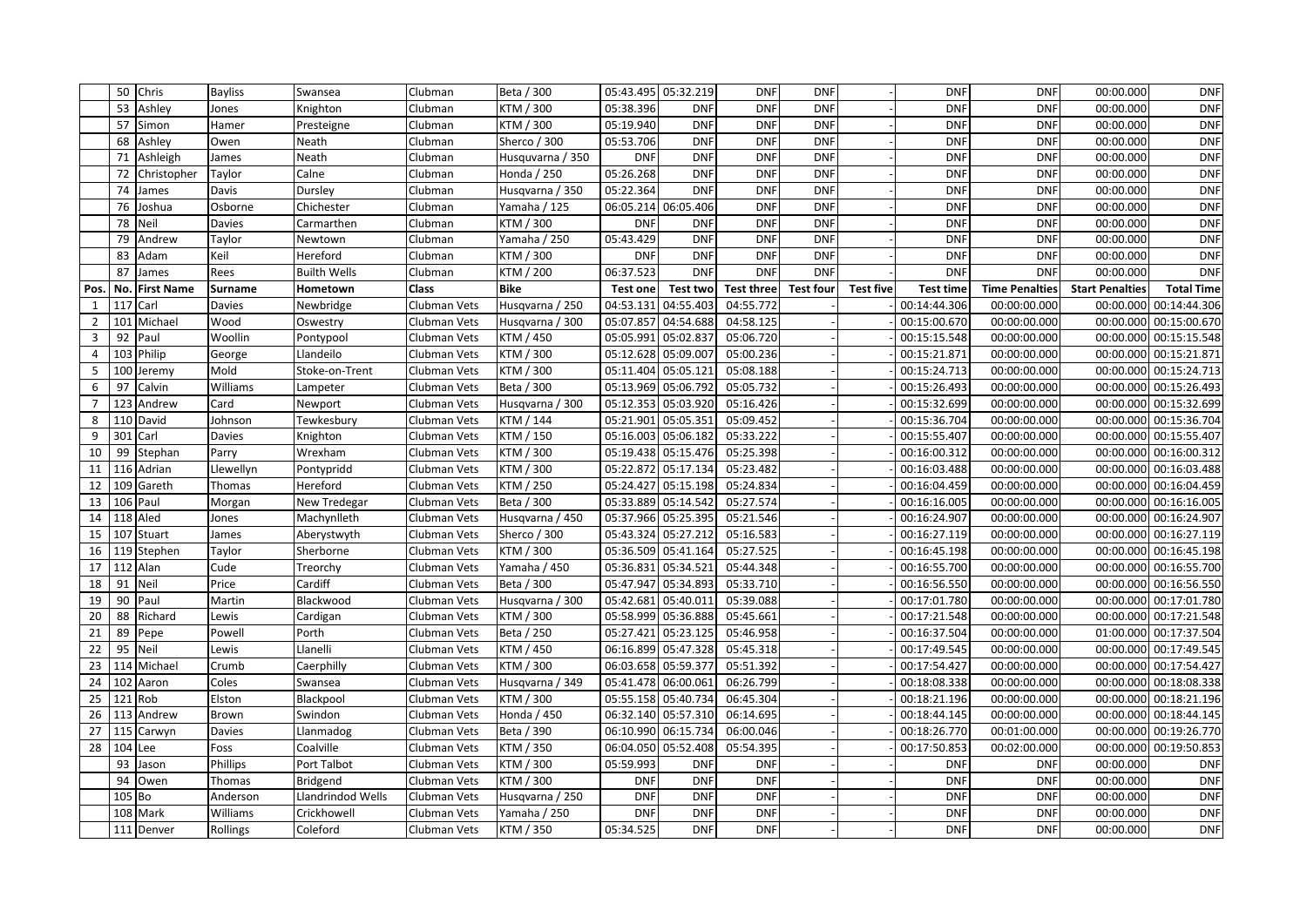| | 50 | Chris | Bayliss | Swansea | Clubman | Beta / 300 | 05:43.495 | 05:32.219 | DNF | DNF | - | DNF | DNF | 00:00.000 | DNF |
|---|---|---|---|---|---|---|---|---|---|---|---|---|---|---|---|
| | 53 | Ashley | Jones | Knighton | Clubman | KTM / 300 | 05:38.396 | DNF | DNF | DNF | - | DNF | DNF | 00:00.000 | DNF |
| | 57 | Simon | Hamer | Presteigne | Clubman | KTM / 300 | 05:19.940 | DNF | DNF | DNF | - | DNF | DNF | 00:00.000 | DNF |
| | 68 | Ashley | Owen | Neath | Clubman | Sherco / 300 | 05:53.706 | DNF | DNF | DNF | - | DNF | DNF | 00:00.000 | DNF |
| | 71 | Ashleigh | James | Neath | Clubman | Husqvarna / 350 | DNF | DNF | DNF | DNF | - | DNF | DNF | 00:00.000 | DNF |
| | 72 | Christopher | Taylor | Calne | Clubman | Honda / 250 | 05:26.268 | DNF | DNF | DNF | - | DNF | DNF | 00:00.000 | DNF |
| | 74 | James | Davis | Dursley | Clubman | Husqvarna / 350 | 05:22.364 | DNF | DNF | DNF | - | DNF | DNF | 00:00.000 | DNF |
| | 76 | Joshua | Osborne | Chichester | Clubman | Yamaha / 125 | 06:05.214 | 06:05.406 | DNF | DNF | - | DNF | DNF | 00:00.000 | DNF |
| | 78 | Neil | Davies | Carmarthen | Clubman | KTM / 300 | DNF | DNF | DNF | DNF | - | DNF | DNF | 00:00.000 | DNF |
| | 79 | Andrew | Taylor | Newtown | Clubman | Yamaha / 250 | 05:43.429 | DNF | DNF | DNF | - | DNF | DNF | 00:00.000 | DNF |
| | 83 | Adam | Keil | Hereford | Clubman | KTM / 300 | DNF | DNF | DNF | DNF | - | DNF | DNF | 00:00.000 | DNF |
| | 87 | James | Rees | Builth Wells | Clubman | KTM / 200 | 06:37.523 | DNF | DNF | DNF | - | DNF | DNF | 00:00.000 | DNF |
| **Pos.** | **No.** | **First Name** | **Surname** | **Hometown** | **Class** | **Bike** | **Test one** | **Test two** | **Test three** | **Test four** | **Test five** | **Test time** | **Time Penalties** | **Start Penalties** | **Total Time** |
| 1 | 117 | Carl | Davies | Newbridge | Clubman Vets | Husqvarna / 250 | 04:53.131 | 04:55.403 | 04:55.772 | - | - | 00:14:44.306 | 00:00:00.000 | 00:00.000 | 00:14:44.306 |
| 2 | 101 | Michael | Wood | Oswestry | Clubman Vets | Husqvarna / 300 | 05:07.857 | 04:54.688 | 04:58.125 | - | - | 00:15:00.670 | 00:00:00.000 | 00:00.000 | 00:15:00.670 |
| 3 | 92 | Paul | Woollin | Pontypool | Clubman Vets | KTM / 450 | 05:05.991 | 05:02.837 | 05:06.720 | - | - | 00:15:15.548 | 00:00:00.000 | 00:00.000 | 00:15:15.548 |
| 4 | 103 | Philip | George | Llandeilo | Clubman Vets | KTM / 300 | 05:12.628 | 05:09.007 | 05:00.236 | - | - | 00:15:21.871 | 00:00:00.000 | 00:00.000 | 00:15:21.871 |
| 5 | 100 | Jeremy | Mold | Stoke-on-Trent | Clubman Vets | KTM / 300 | 05:11.404 | 05:05.121 | 05:08.188 | - | - | 00:15:24.713 | 00:00:00.000 | 00:00.000 | 00:15:24.713 |
| 6 | 97 | Calvin | Williams | Lampeter | Clubman Vets | Beta / 300 | 05:13.969 | 05:06.792 | 05:05.732 | - | - | 00:15:26.493 | 00:00:00.000 | 00:00.000 | 00:15:26.493 |
| 7 | 123 | Andrew | Card | Newport | Clubman Vets | Husqvarna / 300 | 05:12.353 | 05:03.920 | 05:16.426 | - | - | 00:15:32.699 | 00:00:00.000 | 00:00.000 | 00:15:32.699 |
| 8 | 110 | David | Johnson | Tewkesbury | Clubman Vets | KTM / 144 | 05:21.901 | 05:05.351 | 05:09.452 | - | - | 00:15:36.704 | 00:00:00.000 | 00:00.000 | 00:15:36.704 |
| 9 | 301 | Carl | Davies | Knighton | Clubman Vets | KTM / 150 | 05:16.003 | 05:06.182 | 05:33.222 | - | - | 00:15:55.407 | 00:00:00.000 | 00:00.000 | 00:15:55.407 |
| 10 | 99 | Stephan | Parry | Wrexham | Clubman Vets | KTM / 300 | 05:19.438 | 05:15.476 | 05:25.398 | - | - | 00:16:00.312 | 00:00:00.000 | 00:00.000 | 00:16:00.312 |
| 11 | 116 | Adrian | Llewellyn | Pontypridd | Clubman Vets | KTM / 300 | 05:22.872 | 05:17.134 | 05:23.482 | - | - | 00:16:03.488 | 00:00:00.000 | 00:00.000 | 00:16:03.488 |
| 12 | 109 | Gareth | Thomas | Hereford | Clubman Vets | KTM / 250 | 05:24.427 | 05:15.198 | 05:24.834 | - | - | 00:16:04.459 | 00:00:00.000 | 00:00.000 | 00:16:04.459 |
| 13 | 106 | Paul | Morgan | New Tredegar | Clubman Vets | Beta / 300 | 05:33.889 | 05:14.542 | 05:27.574 | - | - | 00:16:16.005 | 00:00:00.000 | 00:00.000 | 00:16:16.005 |
| 14 | 118 | Aled | Jones | Machynlleth | Clubman Vets | Husqvarna / 450 | 05:37.966 | 05:25.395 | 05:21.546 | - | - | 00:16:24.907 | 00:00:00.000 | 00:00.000 | 00:16:24.907 |
| 15 | 107 | Stuart | James | Aberystwyth | Clubman Vets | Sherco / 300 | 05:43.324 | 05:27.212 | 05:16.583 | - | - | 00:16:27.119 | 00:00:00.000 | 00:00.000 | 00:16:27.119 |
| 16 | 119 | Stephen | Taylor | Sherborne | Clubman Vets | KTM / 300 | 05:36.509 | 05:41.164 | 05:27.525 | - | - | 00:16:45.198 | 00:00:00.000 | 00:00.000 | 00:16:45.198 |
| 17 | 112 | Alan | Cude | Treorchy | Clubman Vets | Yamaha / 450 | 05:36.831 | 05:34.521 | 05:44.348 | - | - | 00:16:55.700 | 00:00:00.000 | 00:00.000 | 00:16:55.700 |
| 18 | 91 | Neil | Price | Cardiff | Clubman Vets | Beta / 300 | 05:47.947 | 05:34.893 | 05:33.710 | - | - | 00:16:56.550 | 00:00:00.000 | 00:00.000 | 00:16:56.550 |
| 19 | 90 | Paul | Martin | Blackwood | Clubman Vets | Husqvarna / 300 | 05:42.681 | 05:40.011 | 05:39.088 | - | - | 00:17:01.780 | 00:00:00.000 | 00:00.000 | 00:17:01.780 |
| 20 | 88 | Richard | Lewis | Cardigan | Clubman Vets | KTM / 300 | 05:58.999 | 05:36.888 | 05:45.661 | - | - | 00:17:21.548 | 00:00:00.000 | 00:00.000 | 00:17:21.548 |
| 21 | 89 | Pepe | Powell | Porth | Clubman Vets | Beta / 250 | 05:27.421 | 05:23.125 | 05:46.958 | - | - | 00:16:37.504 | 00:00:00.000 | 01:00.000 | 00:17:37.504 |
| 22 | 95 | Neil | Lewis | Llanelli | Clubman Vets | KTM / 450 | 06:16.899 | 05:47.328 | 05:45.318 | - | - | 00:17:49.545 | 00:00:00.000 | 00:00.000 | 00:17:49.545 |
| 23 | 114 | Michael | Crumb | Caerphilly | Clubman Vets | KTM / 300 | 06:03.658 | 05:59.377 | 05:51.392 | - | - | 00:17:54.427 | 00:00:00.000 | 00:00.000 | 00:17:54.427 |
| 24 | 102 | Aaron | Coles | Swansea | Clubman Vets | Husqvarna / 349 | 05:41.478 | 06:00.061 | 06:26.799 | - | - | 00:18:08.338 | 00:00:00.000 | 00:00.000 | 00:18:08.338 |
| 25 | 121 | Rob | Elston | Blackpool | Clubman Vets | KTM / 300 | 05:55.158 | 05:40.734 | 06:45.304 | - | - | 00:18:21.196 | 00:00:00.000 | 00:00.000 | 00:18:21.196 |
| 26 | 113 | Andrew | Brown | Swindon | Clubman Vets | Honda / 450 | 06:32.140 | 05:57.310 | 06:14.695 | - | - | 00:18:44.145 | 00:00:00.000 | 00:00.000 | 00:18:44.145 |
| 27 | 115 | Carwyn | Davies | Llanmadog | Clubman Vets | Beta / 390 | 06:10.990 | 06:15.734 | 06:00.046 | - | - | 00:18:26.770 | 00:01:00.000 | 00:00.000 | 00:19:26.770 |
| 28 | 104 | Lee | Foss | Coalville | Clubman Vets | KTM / 350 | 06:04.050 | 05:52.408 | 05:54.395 | - | - | 00:17:50.853 | 00:02:00.000 | 00:00.000 | 00:19:50.853 |
| | 93 | Jason | Phillips | Port Talbot | Clubman Vets | KTM / 300 | 05:59.993 | DNF | DNF | - | - | DNF | DNF | 00:00.000 | DNF |
| | 94 | Owen | Thomas | Bridgend | Clubman Vets | KTM / 300 | DNF | DNF | DNF | - | - | DNF | DNF | 00:00.000 | DNF |
| | 105 | Bo | Anderson | Llandrindod Wells | Clubman Vets | Husqvarna / 250 | DNF | DNF | DNF | - | - | DNF | DNF | 00:00.000 | DNF |
| | 108 | Mark | Williams | Crickhowell | Clubman Vets | Yamaha / 250 | DNF | DNF | DNF | - | - | DNF | DNF | 00:00.000 | DNF |
| | 111 | Denver | Rollings | Coleford | Clubman Vets | KTM / 350 | 05:34.525 | DNF | DNF | - | - | DNF | DNF | 00:00.000 | DNF |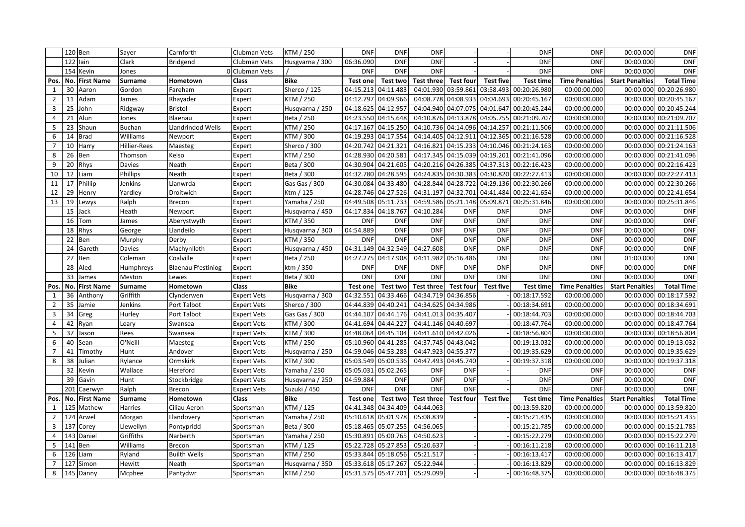| | 120 | Ben | Sayer | Carnforth | Clubman Vets | KTM / 250 | DNF | DNF | DNF | - | - | DNF | DNF | 00:00.000 | DNF |
|---|---|---|---|---|---|---|---|---|---|---|---|---|---|---|---|
| | 122 | Iain | Clark | Bridgend | Clubman Vets | Husgvarna / 300 | 06:36.090 | DNF | DNF | - | - | DNF | DNF | 00:00.000 | DNF |
| | 154 | Kevin | Jones | 0 | Clubman Vets | / | DNF | DNF | DNF | - | - | DNF | DNF | 00:00.000 | DNF |
| **Pos.** | **No.** | **First Name** | **Surname** | **Hometown** | **Class** | **Bike** | **Test one** | **Test two** | **Test three** | **Test four** | **Test five** | **Test time** | **Time Penalties** | **Start Penalties** | **Total Time** |
| 1 | 30 | Aaron | Gordon | Fareham | Expert | Sherco / 125 | 04:15.213 | 04:11.483 | 04:01.930 | 03:59.861 | 03:58.493 | 00:20:26.980 | 00:00:00.000 | 00:00.000 | 00:20:26.980 |
| 2 | 11 | Adam | James | Rhayader | Expert | KTM / 250 | 04:12.797 | 04:09.966 | 04:08.778 | 04:08.933 | 04:04.693 | 00:20:45.167 | 00:00:00.000 | 00:00.000 | 00:20:45.167 |
| 3 | 25 | John | Ridgway | Bristol | Expert | Husqvarna / 250 | 04:18.625 | 04:12.957 | 04:04.940 | 04:07.075 | 04:01.647 | 00:20:45.244 | 00:00:00.000 | 00:00.000 | 00:20:45.244 |
| 4 | 21 | Alun | Jones | Blaenau | Expert | Beta / 250 | 04:23.550 | 04:15.648 | 04:10.876 | 04:13.878 | 04:05.755 | 00:21:09.707 | 00:00:00.000 | 00:00.000 | 00:21:09.707 |
| 5 | 23 | Shaun | Buchan | Llandrindod Wells | Expert | KTM / 250 | 04:17.167 | 04:15.250 | 04:10.736 | 04:14.096 | 04:14.257 | 00:21:11.506 | 00:00:00.000 | 00:00.000 | 00:21:11.506 |
| 6 | 14 | Brad | Williams | Newport | Expert | KTM / 300 | 04:19.293 | 04:17.554 | 04:14.405 | 04:12.911 | 04:12.365 | 00:21:16.528 | 00:00:00.000 | 00:00.000 | 00:21:16.528 |
| 7 | 10 | Harry | Hillier-Rees | Maesteg | Expert | Sherco / 300 | 04:20.742 | 04:21.321 | 04:16.821 | 04:15.233 | 04:10.046 | 00:21:24.163 | 00:00:00.000 | 00:00.000 | 00:21:24.163 |
| 8 | 26 | Ben | Thomson | Kelso | Expert | KTM / 250 | 04:28.930 | 04:20.581 | 04:17.345 | 04:15.039 | 04:19.201 | 00:21:41.096 | 00:00:00.000 | 00:00.000 | 00:21:41.096 |
| 9 | 20 | Rhys | Davies | Neath | Expert | Beta / 300 | 04:30.904 | 04:21.605 | 04:20.216 | 04:26.385 | 04:37.313 | 00:22:16.423 | 00:00:00.000 | 00:00.000 | 00:22:16.423 |
| 10 | 12 | Liam | Phillips | Neath | Expert | Beta / 300 | 04:32.780 | 04:28.595 | 04:24.835 | 04:30.383 | 04:30.820 | 00:22:27.413 | 00:00:00.000 | 00:00.000 | 00:22:27.413 |
| 11 | 17 | Phillip | Jenkins | Llanwrda | Expert | Gas Gas / 300 | 04:30.084 | 04:33.480 | 04:28.844 | 04:28.722 | 04:29.136 | 00:22:30.266 | 00:00:00.000 | 00:00.000 | 00:22:30.266 |
| 12 | 29 | Henry | Yardley | Droitwich | Expert | Ktm / 125 | 04:28.746 | 04:27.526 | 04:31.197 | 04:32.701 | 04:41.484 | 00:22:41.654 | 00:00:00.000 | 00:00.000 | 00:22:41.654 |
| 13 | 19 | Lewys | Ralph | Brecon | Expert | Yamaha / 250 | 04:49.508 | 05:11.733 | 04:59.586 | 05:21.148 | 05:09.871 | 00:25:31.846 | 00:00:00.000 | 00:00.000 | 00:25:31.846 |
| | 15 | Jack | Heath | Newport | Expert | Husqvarna / 450 | 04:17.834 | 04:18.767 | 04:10.284 | DNF | DNF | DNF | DNF | 00:00.000 | DNF |
| | 16 | Tom | James | Aberystwyth | Expert | KTM / 350 | DNF | DNF | DNF | DNF | DNF | DNF | DNF | 00:00.000 | DNF |
| | 18 | Rhys | George | Llandeilo | Expert | Husqvarna / 300 | 04:54.889 | DNF | DNF | DNF | DNF | DNF | DNF | 00:00.000 | DNF |
| | 22 | Ben | Murphy | Derby | Expert | KTM / 350 | DNF | DNF | DNF | DNF | DNF | DNF | DNF | 00:00.000 | DNF |
| | 24 | Gareth | Davies | Machynlleth | Expert | Husqvarna / 450 | 04:31.149 | 04:32.549 | 04:27.608 | DNF | DNF | DNF | DNF | 00:00.000 | DNF |
| | 27 | Ben | Coleman | Coalville | Expert | Beta / 250 | 04:27.275 | 04:17.908 | 04:11.982 | 05:16.486 | DNF | DNF | DNF | 01:00.000 | DNF |
| | 28 | Aled | Humphreys | Blaenau Ffestiniog | Expert | ktm / 350 | DNF | DNF | DNF | DNF | DNF | DNF | DNF | 00:00.000 | DNF |
| | 33 | James | Meston | Lewes | Expert | Beta / 300 | DNF | DNF | DNF | DNF | DNF | DNF | DNF | 00:00.000 | DNF |
| **Pos.** | **No.** | **First Name** | **Surname** | **Hometown** | **Class** | **Bike** | **Test one** | **Test two** | **Test three** | **Test four** | **Test five** | **Test time** | **Time Penalties** | **Start Penalties** | **Total Time** |
| 1 | 36 | Anthony | Griffith | Clynderwen | Expert Vets | Husqvarna / 300 | 04:32.551 | 04:33.466 | 04:34.719 | 04:36.856 | - | 00:18:17.592 | 00:00:00.000 | 00:00.000 | 00:18:17.592 |
| 2 | 35 | Jamie | Jenkins | Port Talbot | Expert Vets | Sherco / 300 | 04:44.839 | 04:40.241 | 04:34.625 | 04:34.986 | - | 00:18:34.691 | 00:00:00.000 | 00:00.000 | 00:18:34.691 |
| 3 | 34 | Greg | Hurley | Port Talbot | Expert Vets | Gas Gas / 300 | 04:44.107 | 04:44.176 | 04:41.013 | 04:35.407 | - | 00:18:44.703 | 00:00:00.000 | 00:00.000 | 00:18:44.703 |
| 4 | 42 | Ryan | Leary | Swansea | Expert Vets | KTM / 300 | 04:41.694 | 04:44.227 | 04:41.146 | 04:40.697 | - | 00:18:47.764 | 00:00:00.000 | 00:00.000 | 00:18:47.764 |
| 5 | 37 | Jason | Rees | Swansea | Expert Vets | KTM / 300 | 04:48.064 | 04:45.104 | 04:41.610 | 04:42.026 | - | 00:18:56.804 | 00:00:00.000 | 00:00.000 | 00:18:56.804 |
| 6 | 40 | Sean | O'Neill | Maesteg | Expert Vets | KTM / 250 | 05:10.960 | 04:41.285 | 04:37.745 | 04:43.042 | - | 00:19:13.032 | 00:00:00.000 | 00:00.000 | 00:19:13.032 |
| 7 | 41 | Timothy | Hunt | Andover | Expert Vets | Husqvarna / 250 | 04:59.046 | 04:53.283 | 04:47.923 | 04:55.377 | - | 00:19:35.629 | 00:00:00.000 | 00:00.000 | 00:19:35.629 |
| 8 | 38 | Julian | Rylance | Ormskirk | Expert Vets | KTM / 300 | 05:03.549 | 05:00.536 | 04:47.493 | 04:45.740 | - | 00:19:37.318 | 00:00:00.000 | 00:00.000 | 00:19:37.318 |
| | 32 | Kevin | Wallace | Hereford | Expert Vets | Yamaha / 250 | 05:05.031 | 05:02.265 | DNF | DNF | - | DNF | DNF | 00:00.000 | DNF |
| | 39 | Gavin | Hunt | Stockbridge | Expert Vets | Husqvarna / 250 | 04:59.884 | DNF | DNF | DNF | - | DNF | DNF | 00:00.000 | DNF |
| | 201 | Caerwyn | Ralph | Brecon | Expert Vets | Suzuki / 450 | DNF | DNF | DNF | DNF | - | DNF | DNF | 00:00.000 | DNF |
| **Pos.** | **No.** | **First Name** | **Surname** | **Hometown** | **Class** | **Bike** | **Test one** | **Test two** | **Test three** | **Test four** | **Test five** | **Test time** | **Time Penalties** | **Start Penalties** | **Total Time** |
| 1 | 125 | Mathew | Harries | Ciliau Aeron | Sportsman | KTM / 125 | 04:41.348 | 04:34.409 | 04:44.063 | - | - | 00:13:59.820 | 00:00:00.000 | 00:00.000 | 00:13:59.820 |
| 2 | 124 | Arwel | Morgan | Llandovery | Sportsman | Yamaha / 250 | 05:10.618 | 05:01.978 | 05:08.839 | - | - | 00:15:21.435 | 00:00:00.000 | 00:00.000 | 00:15:21.435 |
| 3 | 137 | Corey | Llewellyn | Pontypridd | Sportsman | Beta / 300 | 05:18.465 | 05:07.255 | 04:56.065 | - | - | 00:15:21.785 | 00:00:00.000 | 00:00.000 | 00:15:21.785 |
| 4 | 143 | Daniel | Griffiths | Narberth | Sportsman | Yamaha / 250 | 05:30.891 | 05:00.765 | 04:50.623 | - | - | 00:15:22.279 | 00:00:00.000 | 00:00.000 | 00:15:22.279 |
| 5 | 141 | Ben | Williams | Brecon | Sportsman | KTM / 125 | 05:22.728 | 05:27.853 | 05:20.637 | - | - | 00:16:11.218 | 00:00:00.000 | 00:00.000 | 00:16:11.218 |
| 6 | 126 | Liam | Ryland | Builth Wells | Sportsman | KTM / 250 | 05:33.844 | 05:18.056 | 05:21.517 | - | - | 00:16:13.417 | 00:00:00.000 | 00:00.000 | 00:16:13.417 |
| 7 | 127 | Simon | Hewitt | Neath | Sportsman | Husqvarna / 350 | 05:33.618 | 05:17.267 | 05:22.944 | - | - | 00:16:13.829 | 00:00:00.000 | 00:00.000 | 00:16:13.829 |
| 8 | 145 | Danny | Mcphee | Pantydwr | Sportsman | KTM / 250 | 05:31.575 | 05:47.701 | 05:29.099 | - | - | 00:16:48.375 | 00:00:00.000 | 00:00.000 | 00:16:48.375 |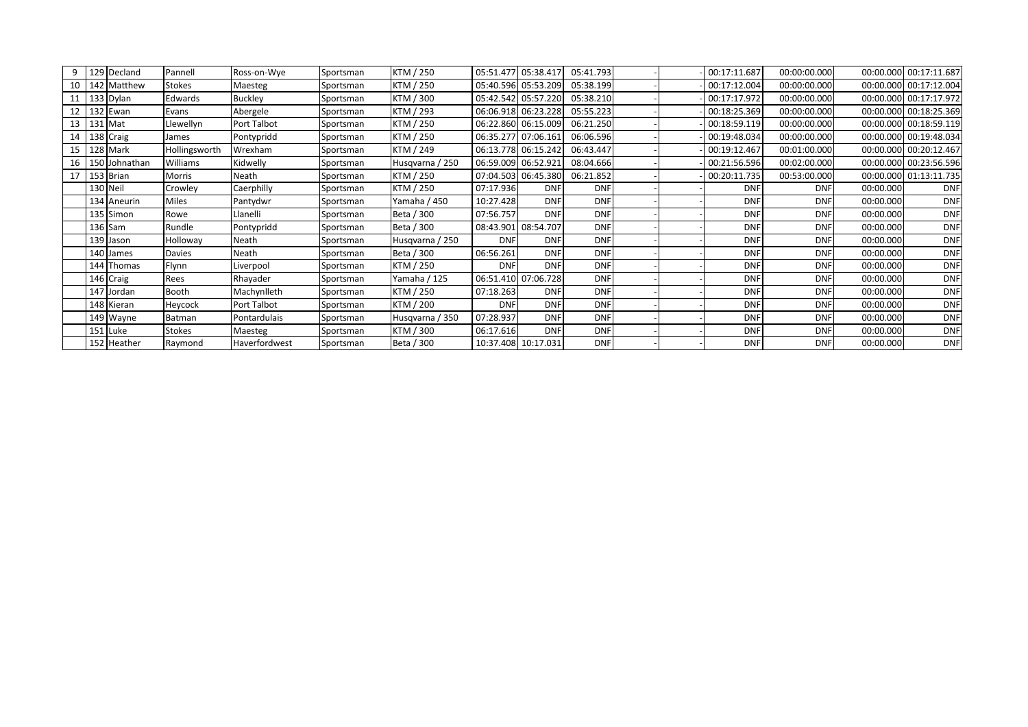| | | | | | | | | | | | | | | | | |
|---|---|---|---|---|---|---|---|---|---|---|---|---|---|---|---|---|
| 9 | 129 | Decland | Pannell | Ross-on-Wye | Sportsman | KTM / 250 | 05:51.477 | 05:38.417 | 05:41.793 | - | - | 00:17:11.687 | 00:00:00.000 | 00:00.000 | 00:17:11.687 |
| 10 | 142 | Matthew | Stokes | Maesteg | Sportsman | KTM / 250 | 05:40.596 | 05:53.209 | 05:38.199 | - | - | 00:17:12.004 | 00:00:00.000 | 00:00.000 | 00:17:12.004 |
| 11 | 133 | Dylan | Edwards | Buckley | Sportsman | KTM / 300 | 05:42.542 | 05:57.220 | 05:38.210 | - | - | 00:17:17.972 | 00:00:00.000 | 00:00.000 | 00:17:17.972 |
| 12 | 132 | Ewan | Evans | Abergele | Sportsman | KTM / 293 | 06:06.918 | 06:23.228 | 05:55.223 | - | - | 00:18:25.369 | 00:00:00.000 | 00:00.000 | 00:18:25.369 |
| 13 | 131 | Mat | Llewellyn | Port Talbot | Sportsman | KTM / 250 | 06:22.860 | 06:15.009 | 06:21.250 | - | - | 00:18:59.119 | 00:00:00.000 | 00:00.000 | 00:18:59.119 |
| 14 | 138 | Craig | James | Pontypridd | Sportsman | KTM / 250 | 06:35.277 | 07:06.161 | 06:06.596 | - | - | 00:19:48.034 | 00:00:00.000 | 00:00.000 | 00:19:48.034 |
| 15 | 128 | Mark | Hollingsworth | Wrexham | Sportsman | KTM / 249 | 06:13.778 | 06:15.242 | 06:43.447 | - | - | 00:19:12.467 | 00:01:00.000 | 00:00.000 | 00:20:12.467 |
| 16 | 150 | Johnathan | Williams | Kidwelly | Sportsman | Husqvarna / 250 | 06:59.009 | 06:52.921 | 08:04.666 | - | - | 00:21:56.596 | 00:02:00.000 | 00:00.000 | 00:23:56.596 |
| 17 | 153 | Brian | Morris | Neath | Sportsman | KTM / 250 | 07:04.503 | 06:45.380 | 06:21.852 | - | - | 00:20:11.735 | 00:53:00.000 | 00:00.000 | 01:13:11.735 |
| | 130 | Neil | Crowley | Caerphilly | Sportsman | KTM / 250 | 07:17.936 | DNF | DNF | - | - | DNF | DNF | 00:00.000 | DNF |
| | 134 | Aneurin | Miles | Pantydwr | Sportsman | Yamaha / 450 | 10:27.428 | DNF | DNF | - | - | DNF | DNF | 00:00.000 | DNF |
| | 135 | Simon | Rowe | Llanelli | Sportsman | Beta / 300 | 07:56.757 | DNF | DNF | - | - | DNF | DNF | 00:00.000 | DNF |
| | 136 | Sam | Rundle | Pontypridd | Sportsman | Beta / 300 | 08:43.901 | 08:54.707 | DNF | - | - | DNF | DNF | 00:00.000 | DNF |
| | 139 | Jason | Holloway | Neath | Sportsman | Husqvarna / 250 | DNF | DNF | DNF | - | - | DNF | DNF | 00:00.000 | DNF |
| | 140 | James | Davies | Neath | Sportsman | Beta / 300 | 06:56.261 | DNF | DNF | - | - | DNF | DNF | 00:00.000 | DNF |
| | 144 | Thomas | Flynn | Liverpool | Sportsman | KTM / 250 | DNF | DNF | DNF | - | - | DNF | DNF | 00:00.000 | DNF |
| | 146 | Craig | Rees | Rhayader | Sportsman | Yamaha / 125 | 06:51.410 | 07:06.728 | DNF | - | - | DNF | DNF | 00:00.000 | DNF |
| | 147 | Jordan | Booth | Machynlleth | Sportsman | KTM / 250 | 07:18.263 | DNF | DNF | - | - | DNF | DNF | 00:00.000 | DNF |
| | 148 | Kieran | Heycock | Port Talbot | Sportsman | KTM / 200 | DNF | DNF | DNF | - | - | DNF | DNF | 00:00.000 | DNF |
| | 149 | Wayne | Batman | Pontardulais | Sportsman | Husqvarna / 350 | 07:28.937 | DNF | DNF | - | - | DNF | DNF | 00:00.000 | DNF |
| | 151 | Luke | Stokes | Maesteg | Sportsman | KTM / 300 | 06:17.616 | DNF | DNF | - | - | DNF | DNF | 00:00.000 | DNF |
| | 152 | Heather | Raymond | Haverfordwest | Sportsman | Beta / 300 | 10:37.408 | 10:17.031 | DNF | - | - | DNF | DNF | 00:00.000 | DNF |